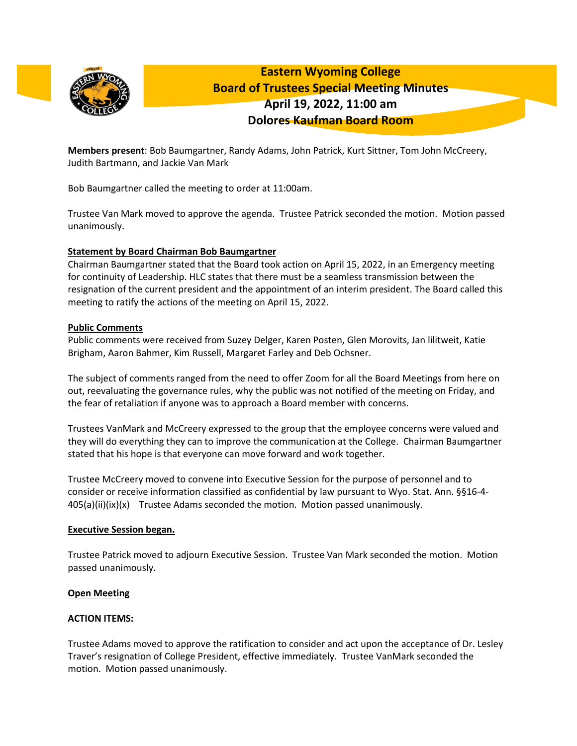# Eastern Wyoming College
## Board of Trustees Special Meeting Minutes
## April 19, 2022, 11:00 am
## Dolores Kaufman Board Room

**Members present**: Bob Baumgartner, Randy Adams, John Patrick, Kurt Sittner, Tom John McCreery, Judith Bartmann, and Jackie Van Mark

Bob Baumgartner called the meeting to order at 11:00am.

Trustee Van Mark moved to approve the agenda. Trustee Patrick seconded the motion. Motion passed unanimously.

**Statement by Board Chairman Bob Baumgartner**

Chairman Baumgartner stated that the Board took action on April 15, 2022, in an Emergency meeting for continuity of Leadership. HLC states that there must be a seamless transmission between the resignation of the current president and the appointment of an interim president. The Board called this meeting to ratify the actions of the meeting on April 15, 2022.

**Public Comments**

Public comments were received from Suzey Delger, Karen Posten, Glen Morovits, Jan lilitweit, Katie Brigham, Aaron Bahmer, Kim Russell, Margaret Farley and Deb Ochsner.

The subject of comments ranged from the need to offer Zoom for all the Board Meetings from here on out, reevaluating the governance rules, why the public was not notified of the meeting on Friday, and the fear of retaliation if anyone was to approach a Board member with concerns.

Trustees VanMark and McCreery expressed to the group that the employee concerns were valued and they will do everything they can to improve the communication at the College. Chairman Baumgartner stated that his hope is that everyone can move forward and work together.

Trustee McCreery moved to convene into Executive Session for the purpose of personnel and to consider or receive information classified as confidential by law pursuant to Wyo. Stat. Ann. §§16-4-405(a)(ii)(ix)(x) Trustee Adams seconded the motion. Motion passed unanimously.

**Executive Session began.**

Trustee Patrick moved to adjourn Executive Session. Trustee Van Mark seconded the motion. Motion passed unanimously.

**Open Meeting**

**ACTION ITEMS:**

Trustee Adams moved to approve the ratification to consider and act upon the acceptance of Dr. Lesley Traver's resignation of College President, effective immediately. Trustee VanMark seconded the motion. Motion passed unanimously.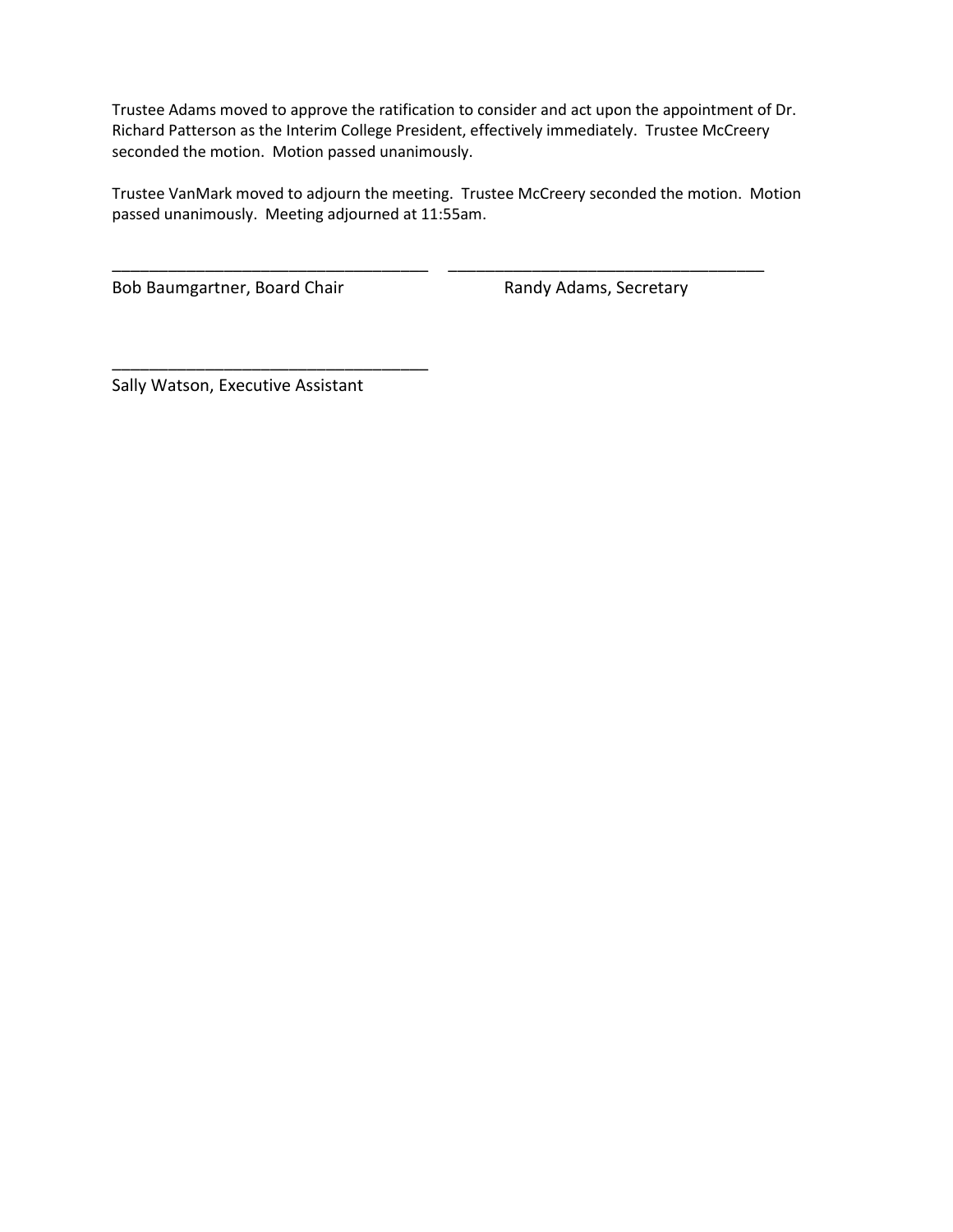Trustee Adams moved to approve the ratification to consider and act upon the appointment of Dr. Richard Patterson as the Interim College President, effectively immediately. Trustee McCreery seconded the motion. Motion passed unanimously.

Trustee VanMark moved to adjourn the meeting. Trustee McCreery seconded the motion. Motion passed unanimously. Meeting adjourned at 11:55am.

\_\_\_\_\_\_\_\_\_\_\_\_\_\_\_\_\_\_\_\_\_\_\_\_\_\_\_\_\_\_\_\_\_\_\_\_
Bob Baumgartner, Board Chair

\_\_\_\_\_\_\_\_\_\_\_\_\_\_\_\_\_\_\_\_\_\_\_\_\_\_\_\_\_\_\_\_\_\_\_\_
Randy Adams, Secretary

\_\_\_\_\_\_\_\_\_\_\_\_\_\_\_\_\_\_\_\_\_\_\_\_\_\_\_\_\_\_\_\_\_\_\_\_
Sally Watson, Executive Assistant